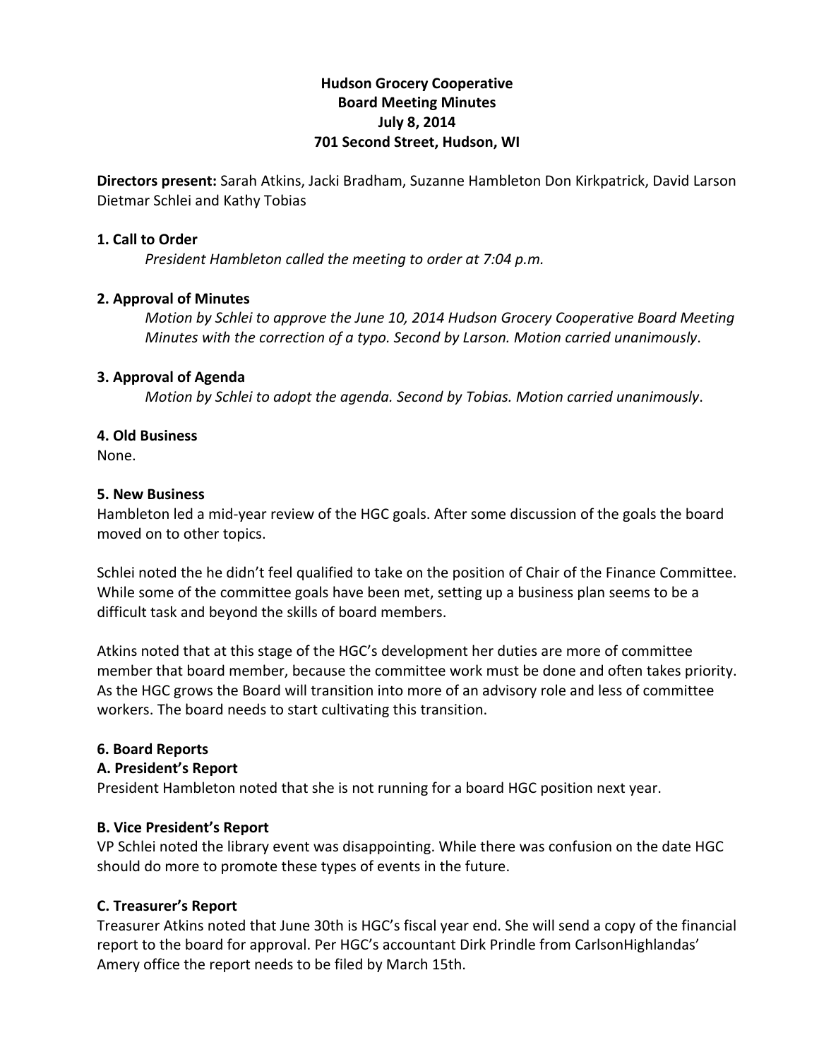**Hudson Grocery Cooperative**
**Board Meeting Minutes**
**July 8, 2014**
**701 Second Street, Hudson, WI**

**Directors present:** Sarah Atkins, Jacki Bradham, Suzanne Hambleton Don Kirkpatrick, David Larson Dietmar Schlei and Kathy Tobias

**1. Call to Order**

*President Hambleton called the meeting to order at 7:04 p.m.*

**2. Approval of Minutes**

*Motion by Schlei to approve the June 10, 2014 Hudson Grocery Cooperative Board Meeting Minutes with the correction of a typo. Second by Larson. Motion carried unanimously*.

**3. Approval of Agenda**

*Motion by Schlei to adopt the agenda. Second by Tobias. Motion carried unanimously*.

**4. Old Business**

None.

**5. New Business**

Hambleton led a mid-year review of the HGC goals. After some discussion of the goals the board moved on to other topics.

Schlei noted the he didn't feel qualified to take on the position of Chair of the Finance Committee. While some of the committee goals have been met, setting up a business plan seems to be a difficult task and beyond the skills of board members.

Atkins noted that at this stage of the HGC's development her duties are more of committee member that board member, because the committee work must be done and often takes priority. As the HGC grows the Board will transition into more of an advisory role and less of committee workers. The board needs to start cultivating this transition.

**6. Board Reports**

**A. President's Report**

President Hambleton noted that she is not running for a board HGC position next year.

**B. Vice President's Report**

VP Schlei noted the library event was disappointing. While there was confusion on the date HGC should do more to promote these types of events in the future.

**C. Treasurer's Report**

Treasurer Atkins noted that June 30th is HGC's fiscal year end. She will send a copy of the financial report to the board for approval. Per HGC's accountant Dirk Prindle from CarlsonHighlandas' Amery office the report needs to be filed by March 15th.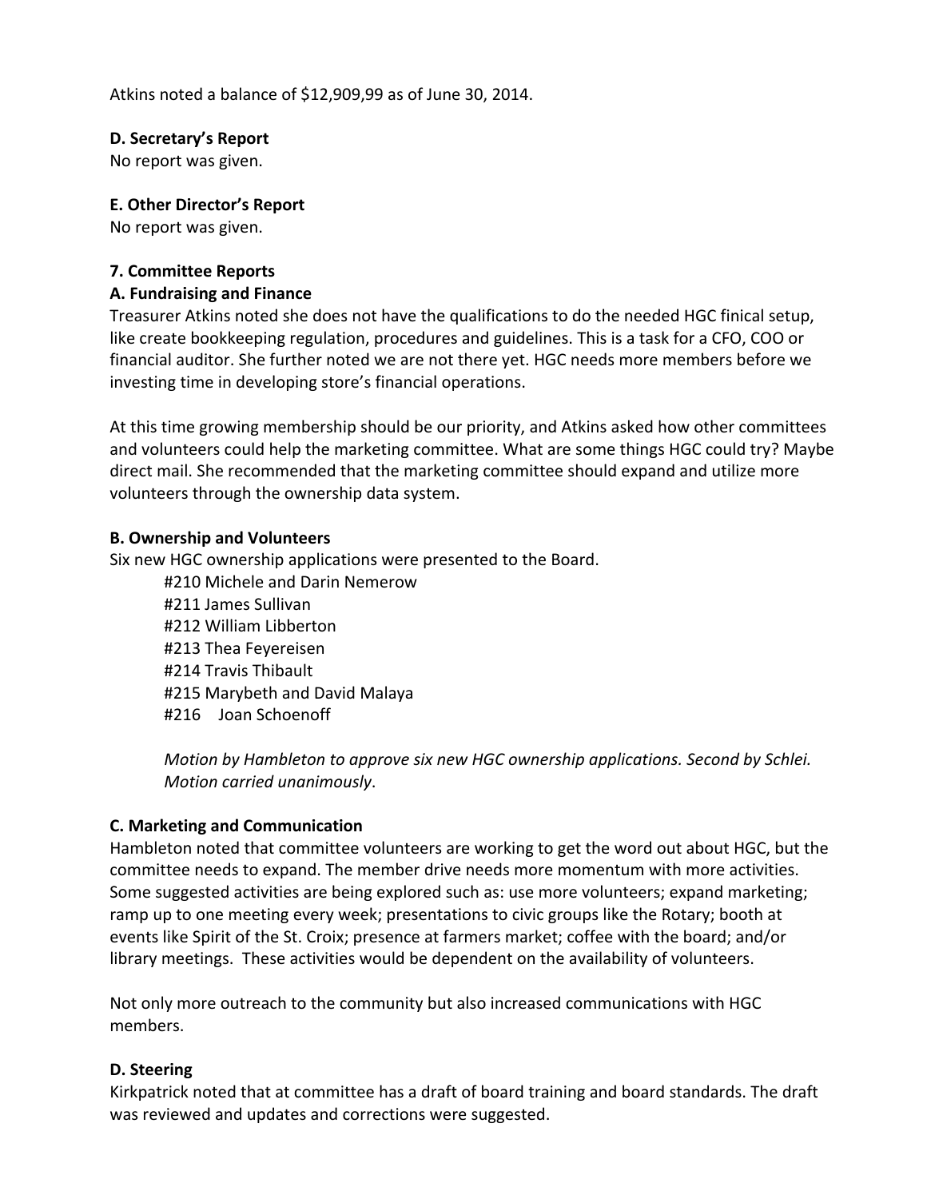Atkins noted a balance of $12,909,99 as of June 30, 2014.

**D. Secretary's Report**
No report was given.

**E. Other Director's Report**
No report was given.

**7. Committee Reports**

**A. Fundraising and Finance**
Treasurer Atkins noted she does not have the qualifications to do the needed HGC finical setup, like create bookkeeping regulation, procedures and guidelines. This is a task for a CFO, COO or financial auditor. She further noted we are not there yet. HGC needs more members before we investing time in developing store's financial operations.

At this time growing membership should be our priority, and Atkins asked how other committees and volunteers could help the marketing committee. What are some things HGC could try? Maybe direct mail. She recommended that the marketing committee should expand and utilize more volunteers through the ownership data system.

**B. Ownership and Volunteers**
Six new HGC ownership applications were presented to the Board.

- #210 Michele and Darin Nemerow
- #211 James Sullivan
- #212 William Libberton
- #213 Thea Feyereisen
- #214 Travis Thibault
- #215 Marybeth and David Malaya
- #216 Joan Schoenoff

*Motion by Hambleton to approve six new HGC ownership applications. Second by Schlei. Motion carried unanimously*.

**C. Marketing and Communication**
Hambleton noted that committee volunteers are working to get the word out about HGC, but the committee needs to expand. The member drive needs more momentum with more activities. Some suggested activities are being explored such as: use more volunteers; expand marketing; ramp up to one meeting every week; presentations to civic groups like the Rotary; booth at events like Spirit of the St. Croix; presence at farmers market; coffee with the board; and/or library meetings. These activities would be dependent on the availability of volunteers.

Not only more outreach to the community but also increased communications with HGC members.

**D. Steering**
Kirkpatrick noted that at committee has a draft of board training and board standards. The draft was reviewed and updates and corrections were suggested.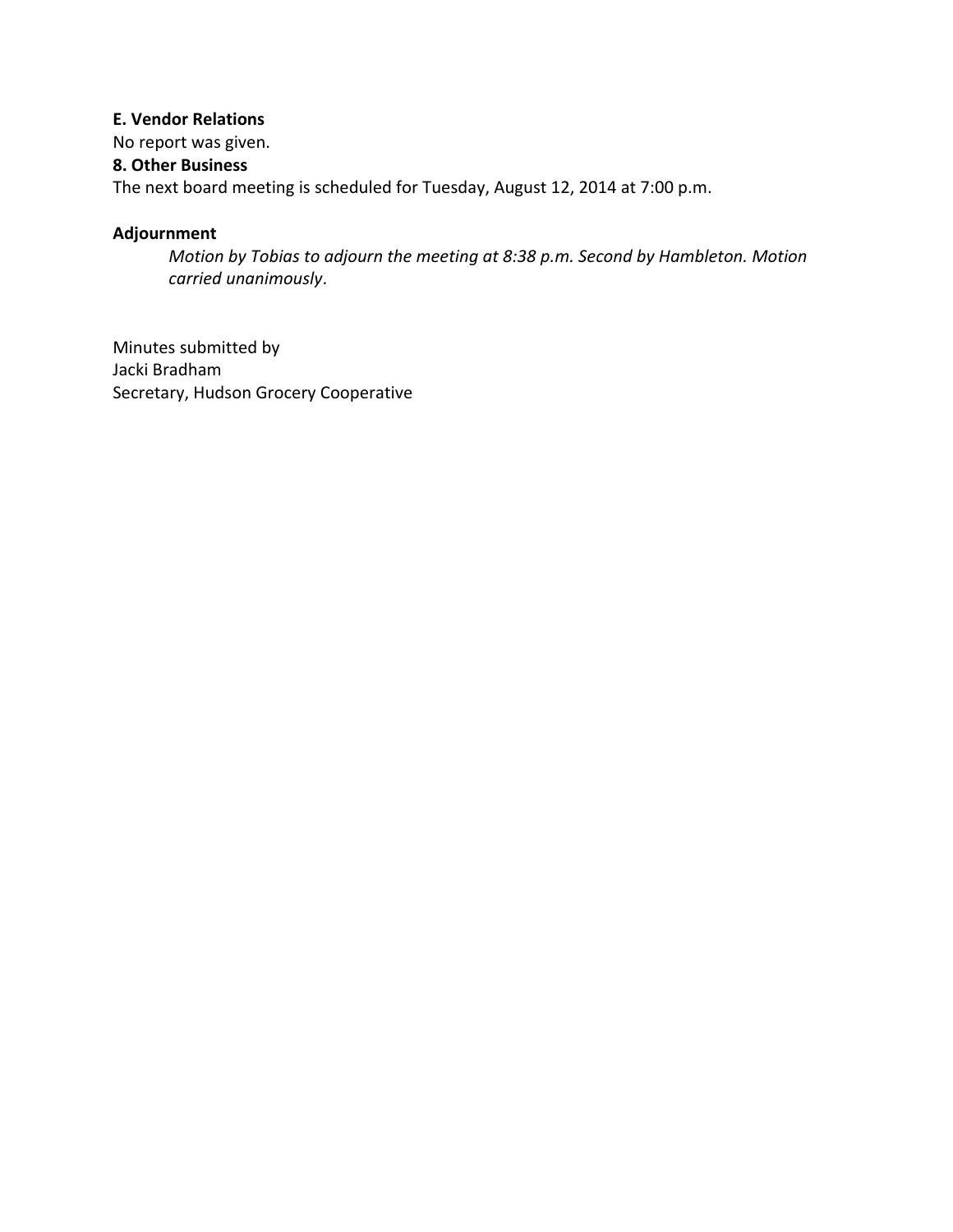**E. Vendor Relations**

No report was given.

**8. Other Business**

The next board meeting is scheduled for Tuesday, August 12, 2014 at 7:00 p.m.

**Adjournment**

> *Motion by Tobias to adjourn the meeting at 8:38 p.m. Second by Hambleton. Motion carried unanimously*.

Minutes submitted by
Jacki Bradham
Secretary, Hudson Grocery Cooperative